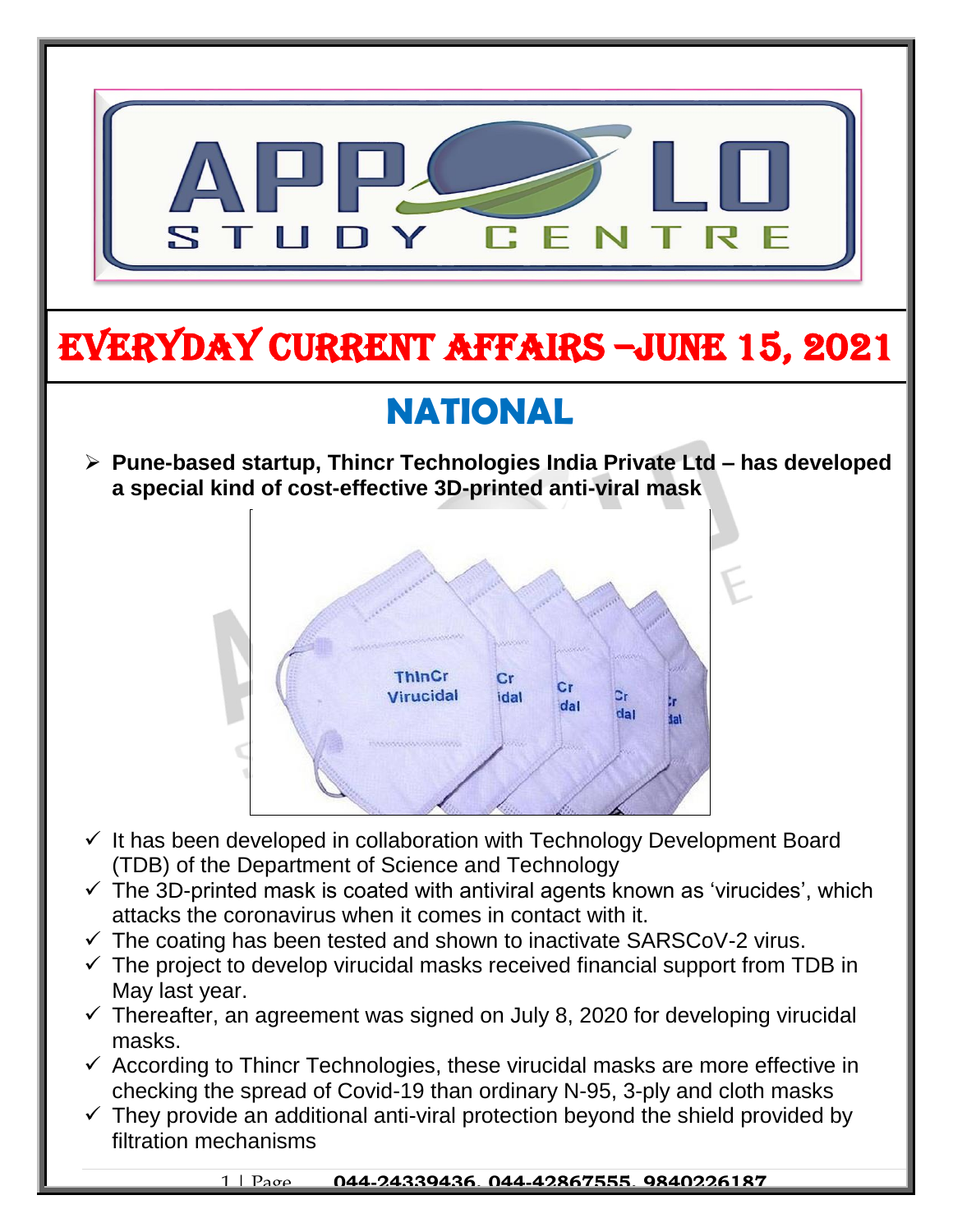# EVERYDAY CURRENT AFFAIRS –JUNE 15, 2021

## NATIONAL

- **Pune-based startup, Thincr Technologies India Private Ltd – has developed a special kind of cost-effective 3D-printed anti-viral mask**

  - ✓ It has been developed in collaboration with Technology Development Board (TDB) of the Department of Science and Technology
  - ✓ The 3D-printed mask is coated with antiviral agents known as 'virucides', which attacks the coronavirus when it comes in contact with it.
  - ✓ The coating has been tested and shown to inactivate SARSCoV-2 virus.
  - ✓ The project to develop virucidal masks received financial support from TDB in May last year.
  - ✓ Thereafter, an agreement was signed on July 8, 2020 for developing virucidal masks.
  - ✓ According to Thincr Technologies, these virucidal masks are more effective in checking the spread of Covid-19 than ordinary N-95, 3-ply and cloth masks
  - ✓ They provide an additional anti-viral protection beyond the shield provided by filtration mechanisms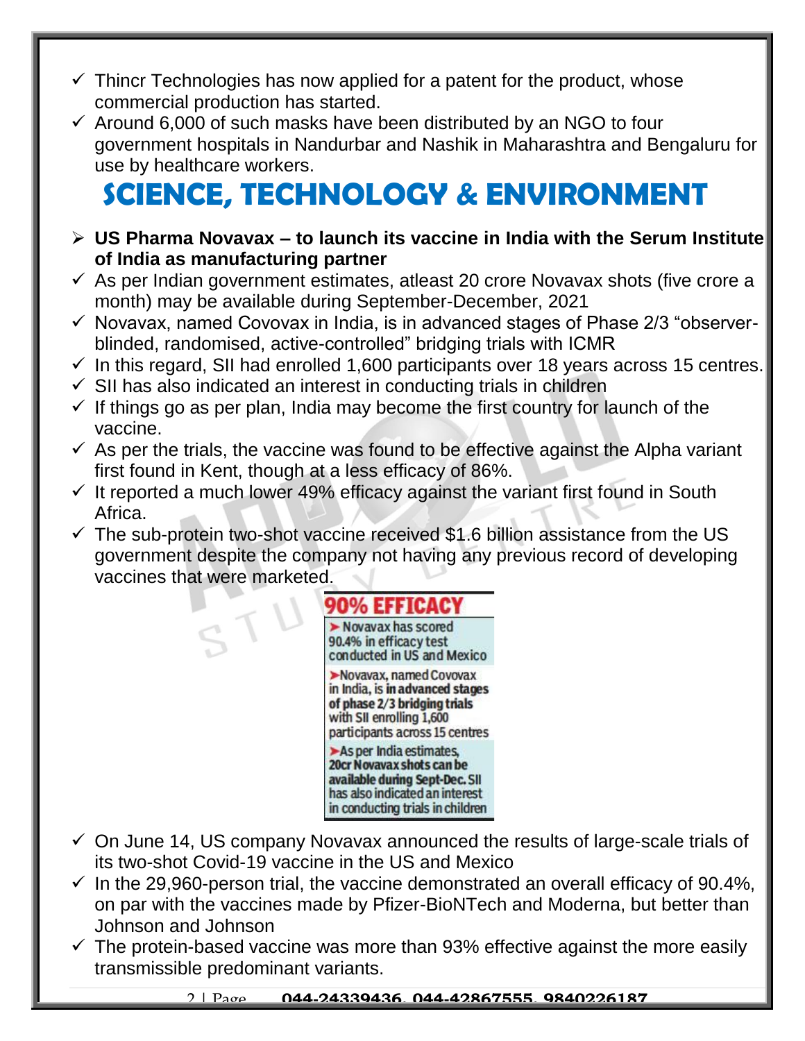- ✓ Thincr Technologies has now applied for a patent for the product, whose commercial production has started.
- ✓ Around 6,000 of such masks have been distributed by an NGO to four government hospitals in Nandurbar and Nashik in Maharashtra and Bengaluru for use by healthcare workers.

# SCIENCE, TECHNOLOGY & ENVIRONMENT

- **US Pharma Novavax – to launch its vaccine in India with the Serum Institute of India as manufacturing partner**
- ✓ As per Indian government estimates, atleast 20 crore Novavax shots (five crore a month) may be available during September-December, 2021
- ✓ Novavax, named Covovax in India, is in advanced stages of Phase 2/3 "observer-blinded, randomised, active-controlled" bridging trials with ICMR
- ✓ In this regard, SII had enrolled 1,600 participants over 18 years across 15 centres.
- ✓ SII has also indicated an interest in conducting trials in children
- ✓ If things go as per plan, India may become the first country for launch of the vaccine.
- ✓ As per the trials, the vaccine was found to be effective against the Alpha variant first found in Kent, though at a less efficacy of 86%.
- ✓ It reported a much lower 49% efficacy against the variant first found in South Africa.
- ✓ The sub-protein two-shot vaccine received $1.6 billion assistance from the US government despite the company not having any previous record of developing vaccines that were marketed.

**90% EFFICACY**

- Novavax has scored 90.4% in efficacy test conducted in US and Mexico
- Novavax, named Covovax in India, is **in advanced stages of phase 2/3 bridging trials** with SII enrolling 1,600 participants across 15 centres
- As per India estimates, **20cr Novavax shots can be available during Sept-Dec.** SII has also indicated an interest in conducting trials in children

- ✓ On June 14, US company Novavax announced the results of large-scale trials of its two-shot Covid-19 vaccine in the US and Mexico
- ✓ In the 29,960-person trial, the vaccine demonstrated an overall efficacy of 90.4%, on par with the vaccines made by Pfizer-BioNTech and Moderna, but better than Johnson and Johnson
- ✓ The protein-based vaccine was more than 93% effective against the more easily transmissible predominant variants.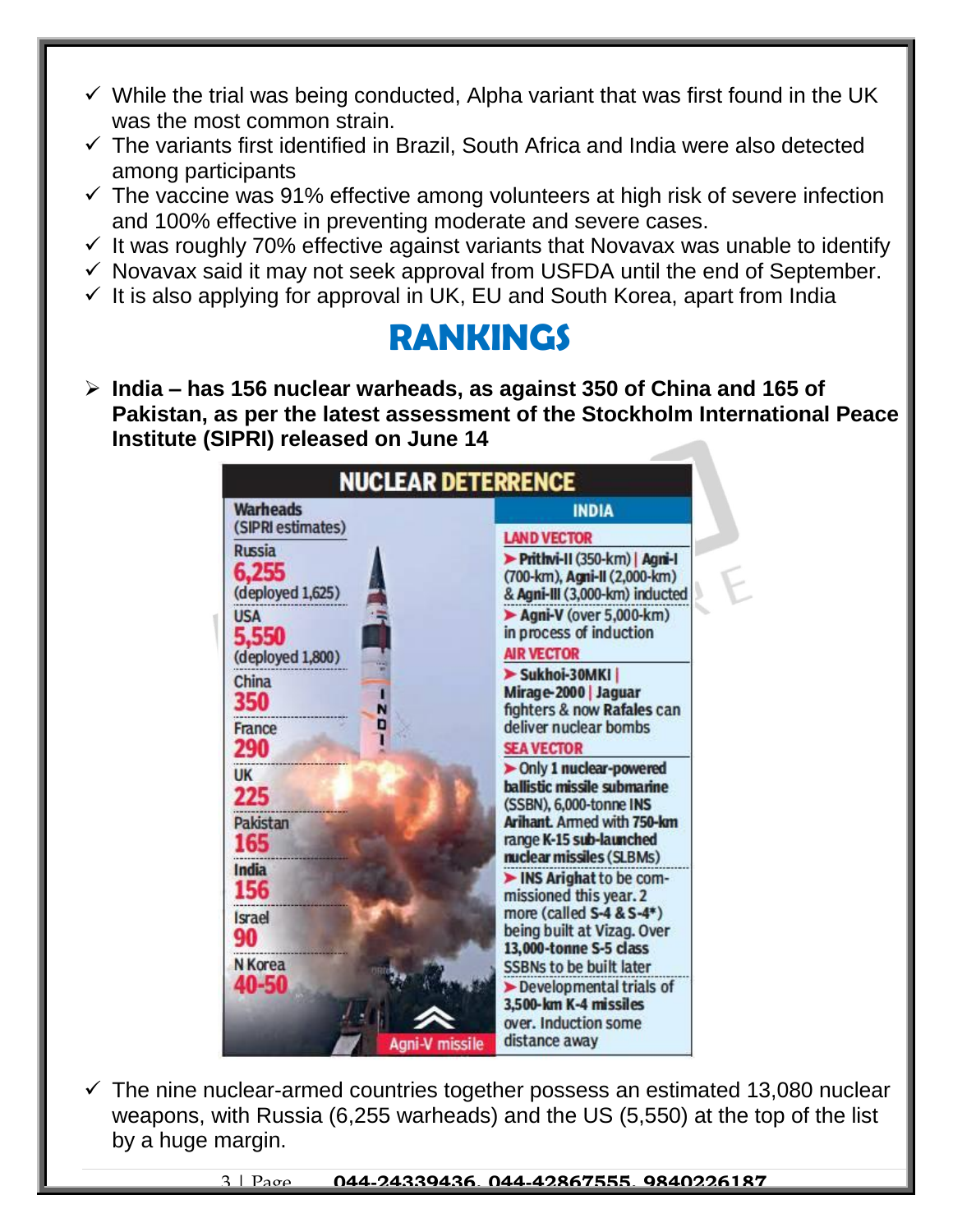- ✓ While the trial was being conducted, Alpha variant that was first found in the UK was the most common strain.
- ✓ The variants first identified in Brazil, South Africa and India were also detected among participants
- ✓ The vaccine was 91% effective among volunteers at high risk of severe infection and 100% effective in preventing moderate and severe cases.
- ✓ It was roughly 70% effective against variants that Novavax was unable to identify
- ✓ Novavax said it may not seek approval from USFDA until the end of September.
- ✓ It is also applying for approval in UK, EU and South Korea, apart from India

# RANKINGS

- **India – has 156 nuclear warheads, as against 350 of China and 165 of Pakistan, as per the latest assessment of the Stockholm International Peace Institute (SIPRI) released on June 14**

**NUCLEAR DETERRENCE**

**Warheads (SIPRI estimates)**

| Country | Warheads |
|---|---|
| Russia | 6,255 (deployed 1,625) |
| USA | 5,550 (deployed 1,800) |
| China | 350 |
| France | 290 |
| UK | 225 |
| Pakistan | 165 |
| India | 156 |
| Israel | 90 |
| N Korea | 40-50 |

Agni-V missile

**INDIA**

**LAND VECTOR**
- **Prithvi-II** (350-km) | **Agni-I** (700-km), **Agni-II** (2,000-km) & **Agni-III** (3,000-km) inducted
- **Agni-V** (over 5,000-km) in process of induction

**AIR VECTOR**
- **Sukhoi-30MKI** | **Mirage-2000** | **Jaguar** fighters & now **Rafales** can deliver nuclear bombs

**SEA VECTOR**
- Only **1 nuclear-powered ballistic missile submarine** (SSBN), 6,000-tonne **INS Arihant**. Armed with **750-km** range **K-15 sub-launched nuclear missiles** (SLBMs)
- **INS Arighat** to be commissioned this year. 2 more (called **S-4 & S-4***) being built at Vizag. Over **13,000-tonne S-5 class** SSBNs to be built later
- Developmental trials of **3,500-km K-4 missiles** over. Induction some distance away

- ✓ The nine nuclear-armed countries together possess an estimated 13,080 nuclear weapons, with Russia (6,255 warheads) and the US (5,550) at the top of the list by a huge margin.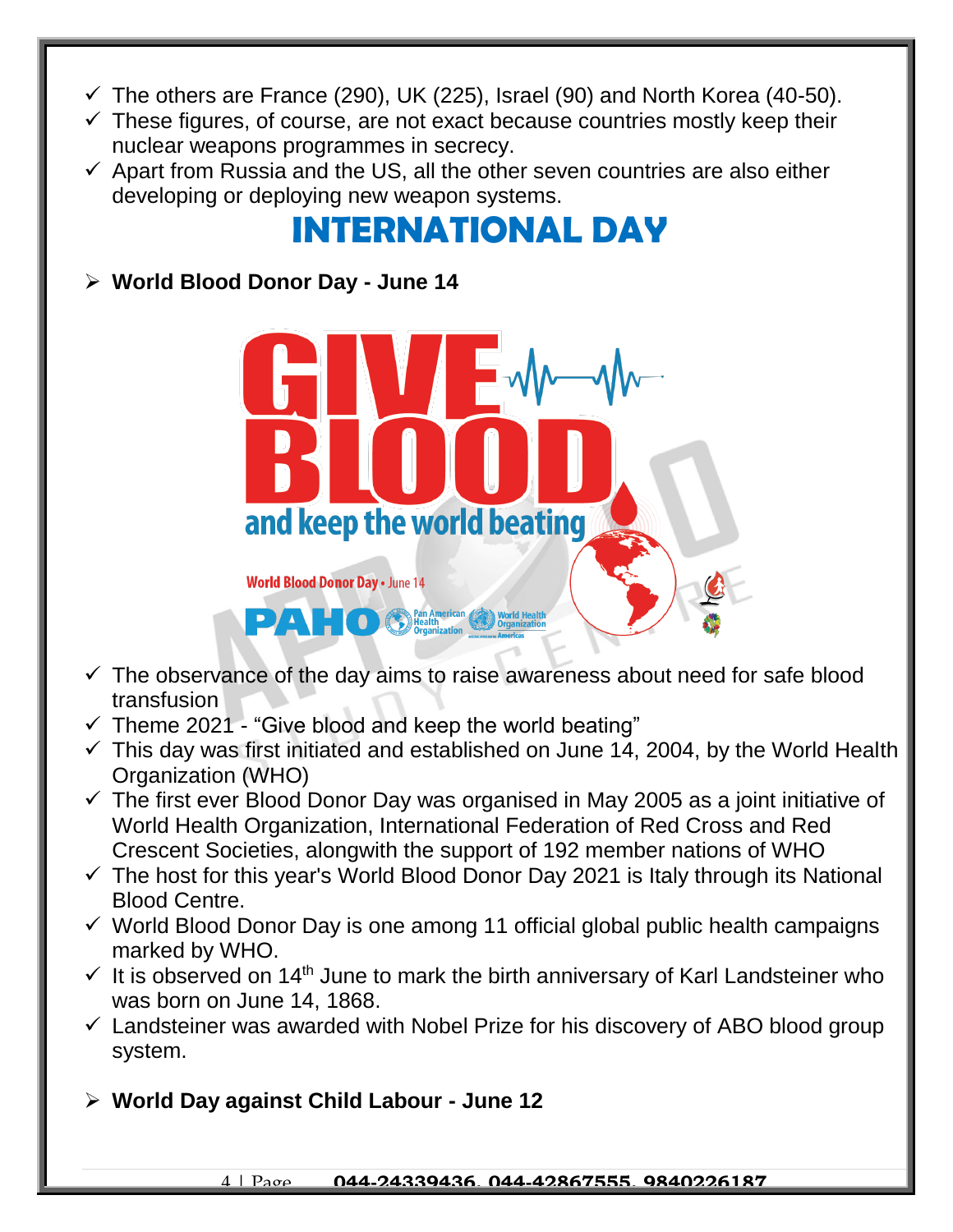- ✓ The others are France (290), UK (225), Israel (90) and North Korea (40-50).
- ✓ These figures, of course, are not exact because countries mostly keep their nuclear weapons programmes in secrecy.
- ✓ Apart from Russia and the US, all the other seven countries are also either developing or deploying new weapon systems.

# INTERNATIONAL DAY

- **World Blood Donor Day - June 14**

- ✓ The observance of the day aims to raise awareness about need for safe blood transfusion
- ✓ Theme 2021 - "Give blood and keep the world beating"
- ✓ This day was first initiated and established on June 14, 2004, by the World Health Organization (WHO)
- ✓ The first ever Blood Donor Day was organised in May 2005 as a joint initiative of World Health Organization, International Federation of Red Cross and Red Crescent Societies, alongwith the support of 192 member nations of WHO
- ✓ The host for this year's World Blood Donor Day 2021 is Italy through its National Blood Centre.
- ✓ World Blood Donor Day is one among 11 official global public health campaigns marked by WHO.
- ✓ It is observed on 14th June to mark the birth anniversary of Karl Landsteiner who was born on June 14, 1868.
- ✓ Landsteiner was awarded with Nobel Prize for his discovery of ABO blood group system.

- **World Day against Child Labour - June 12**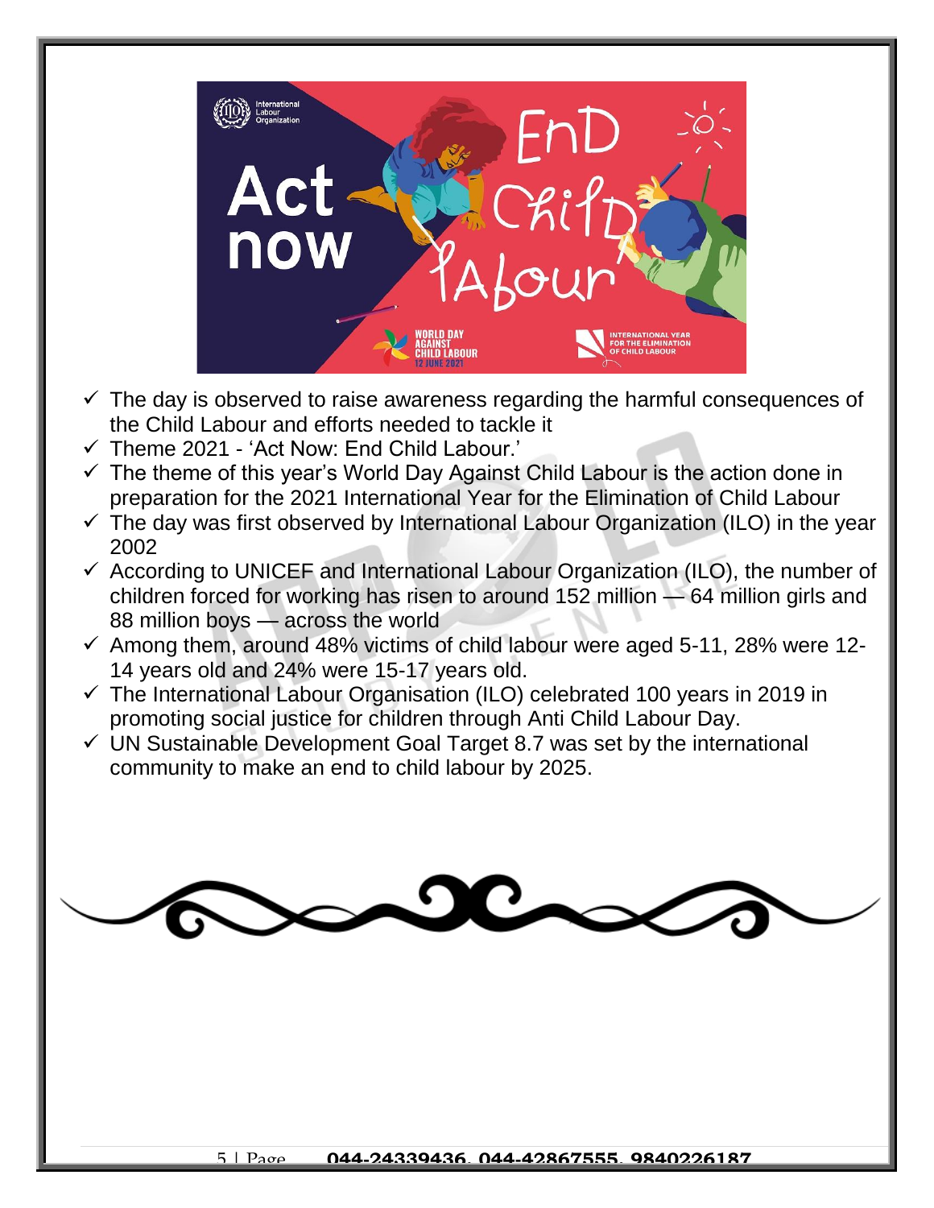- ✓ The day is observed to raise awareness regarding the harmful consequences of the Child Labour and efforts needed to tackle it
- ✓ Theme 2021 - 'Act Now: End Child Labour.'
- ✓ The theme of this year's World Day Against Child Labour is the action done in preparation for the 2021 International Year for the Elimination of Child Labour
- ✓ The day was first observed by International Labour Organization (ILO) in the year 2002
- ✓ According to UNICEF and International Labour Organization (ILO), the number of children forced for working has risen to around 152 million — 64 million girls and 88 million boys — across the world
- ✓ Among them, around 48% victims of child labour were aged 5-11, 28% were 12-14 years old and 24% were 15-17 years old.
- ✓ The International Labour Organisation (ILO) celebrated 100 years in 2019 in promoting social justice for children through Anti Child Labour Day.
- ✓ UN Sustainable Development Goal Target 8.7 was set by the international community to make an end to child labour by 2025.